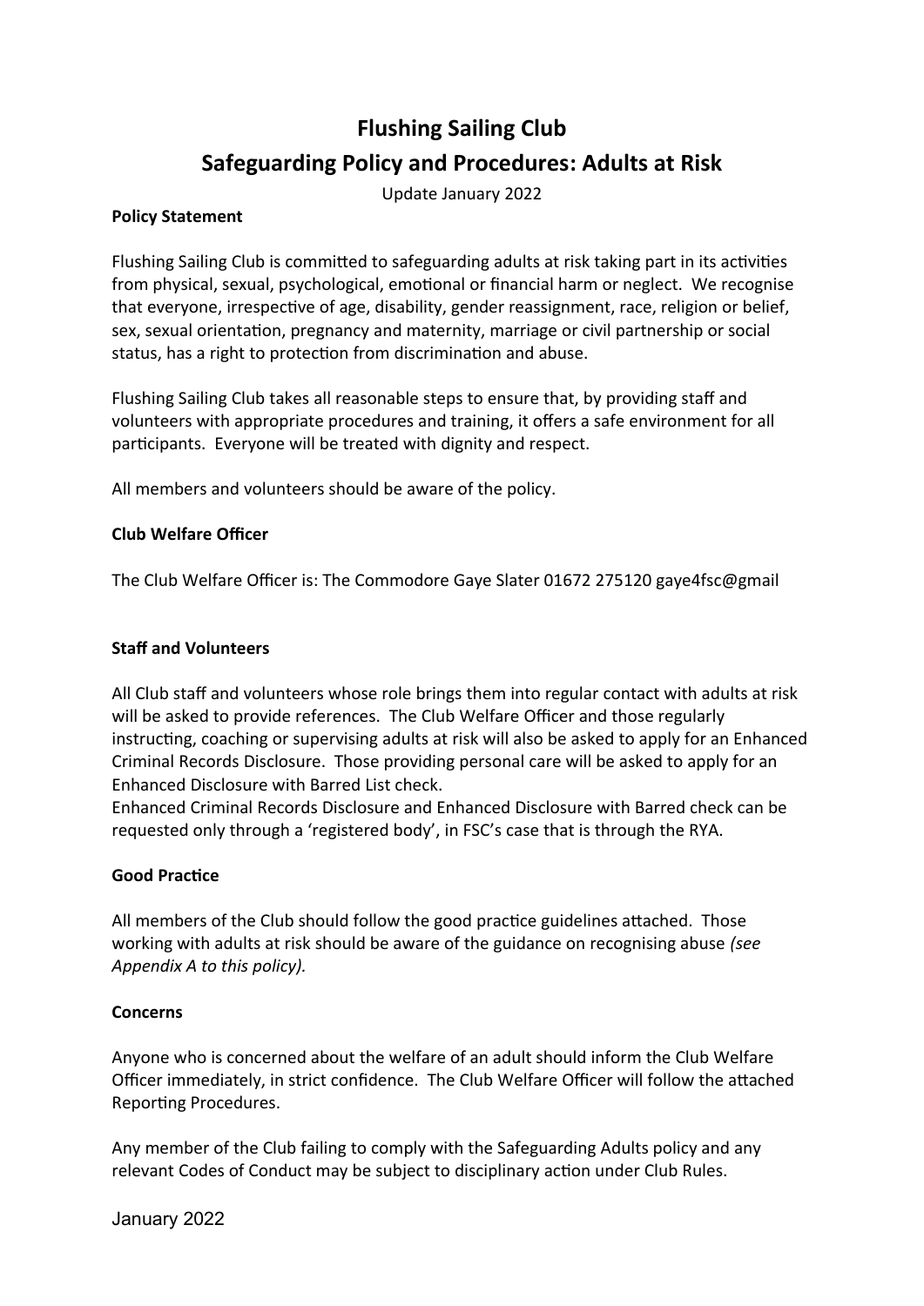# Flushing Sailing Club

# Safeguarding Policy and Procedures: Adults at Risk

Update January 2022

**Policy Statement**

Flushing Sailing Club is committed to safeguarding adults at risk taking part in its activities from physical, sexual, psychological, emotional or financial harm or neglect. We recognise that everyone, irrespective of age, disability, gender reassignment, race, religion or belief, sex, sexual orientation, pregnancy and maternity, marriage or civil partnership or social status, has a right to protection from discrimination and abuse.

Flushing Sailing Club takes all reasonable steps to ensure that, by providing staff and volunteers with appropriate procedures and training, it offers a safe environment for all participants. Everyone will be treated with dignity and respect.

All members and volunteers should be aware of the policy.

**Club Welfare Officer**

The Club Welfare Officer is: The Commodore Gaye Slater 01672 275120 gaye4fsc@gmail

**Staff and Volunteers**

All Club staff and volunteers whose role brings them into regular contact with adults at risk will be asked to provide references. The Club Welfare Officer and those regularly instructing, coaching or supervising adults at risk will also be asked to apply for an Enhanced Criminal Records Disclosure. Those providing personal care will be asked to apply for an Enhanced Disclosure with Barred List check.
Enhanced Criminal Records Disclosure and Enhanced Disclosure with Barred check can be requested only through a 'registered body', in FSC's case that is through the RYA.

**Good Practice**

All members of the Club should follow the good practice guidelines attached. Those working with adults at risk should be aware of the guidance on recognising abuse *(see Appendix A to this policy).*

**Concerns**

Anyone who is concerned about the welfare of an adult should inform the Club Welfare Officer immediately, in strict confidence. The Club Welfare Officer will follow the attached Reporting Procedures.

Any member of the Club failing to comply with the Safeguarding Adults policy and any relevant Codes of Conduct may be subject to disciplinary action under Club Rules.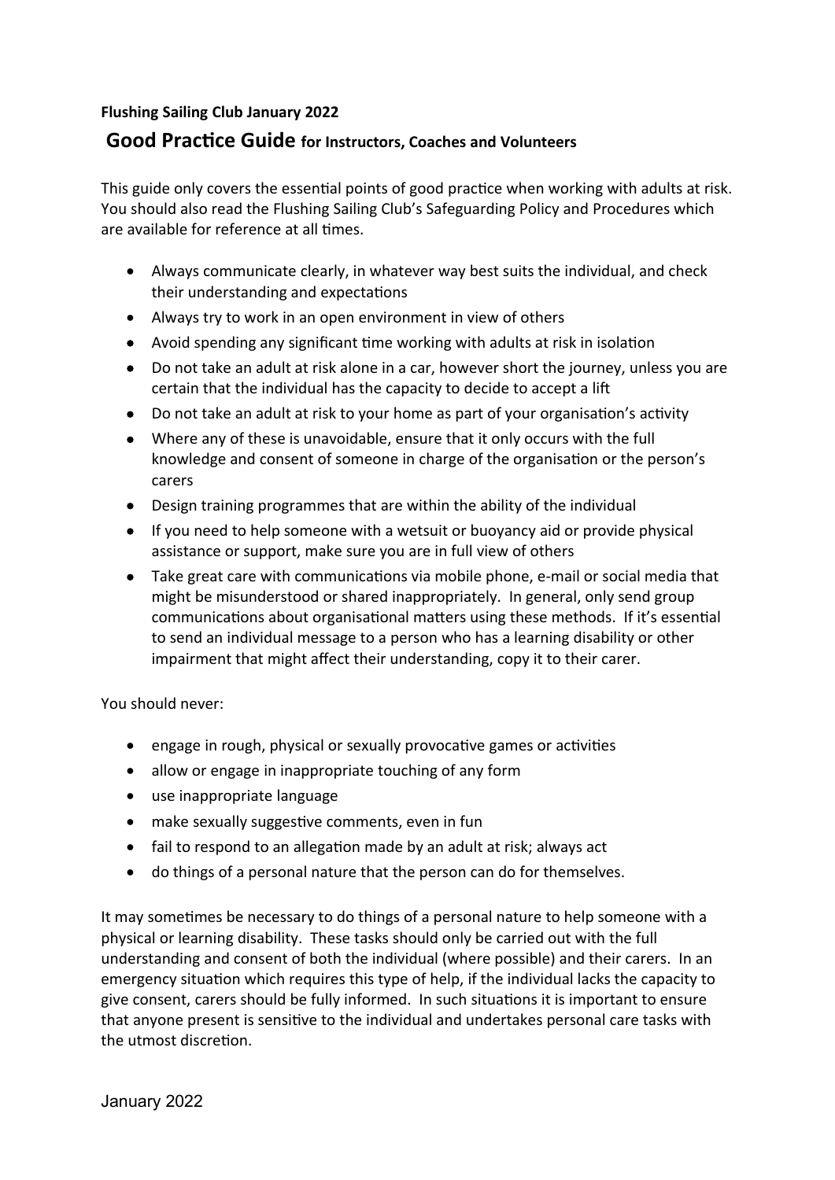**Flushing Sailing Club January 2022**

## Good Practice Guide for Instructors, Coaches and Volunteers

This guide only covers the essential points of good practice when working with adults at risk. You should also read the Flushing Sailing Club's Safeguarding Policy and Procedures which are available for reference at all times.

- Always communicate clearly, in whatever way best suits the individual, and check their understanding and expectations
- Always try to work in an open environment in view of others
- Avoid spending any significant time working with adults at risk in isolation
- Do not take an adult at risk alone in a car, however short the journey, unless you are certain that the individual has the capacity to decide to accept a lift
- Do not take an adult at risk to your home as part of your organisation's activity
- Where any of these is unavoidable, ensure that it only occurs with the full knowledge and consent of someone in charge of the organisation or the person's carers
- Design training programmes that are within the ability of the individual
- If you need to help someone with a wetsuit or buoyancy aid or provide physical assistance or support, make sure you are in full view of others
- Take great care with communications via mobile phone, e-mail or social media that might be misunderstood or shared inappropriately. In general, only send group communications about organisational matters using these methods. If it's essential to send an individual message to a person who has a learning disability or other impairment that might affect their understanding, copy it to their carer.

You should never:

- engage in rough, physical or sexually provocative games or activities
- allow or engage in inappropriate touching of any form
- use inappropriate language
- make sexually suggestive comments, even in fun
- fail to respond to an allegation made by an adult at risk; always act
- do things of a personal nature that the person can do for themselves.

It may sometimes be necessary to do things of a personal nature to help someone with a physical or learning disability. These tasks should only be carried out with the full understanding and consent of both the individual (where possible) and their carers. In an emergency situation which requires this type of help, if the individual lacks the capacity to give consent, carers should be fully informed. In such situations it is important to ensure that anyone present is sensitive to the individual and undertakes personal care tasks with the utmost discretion.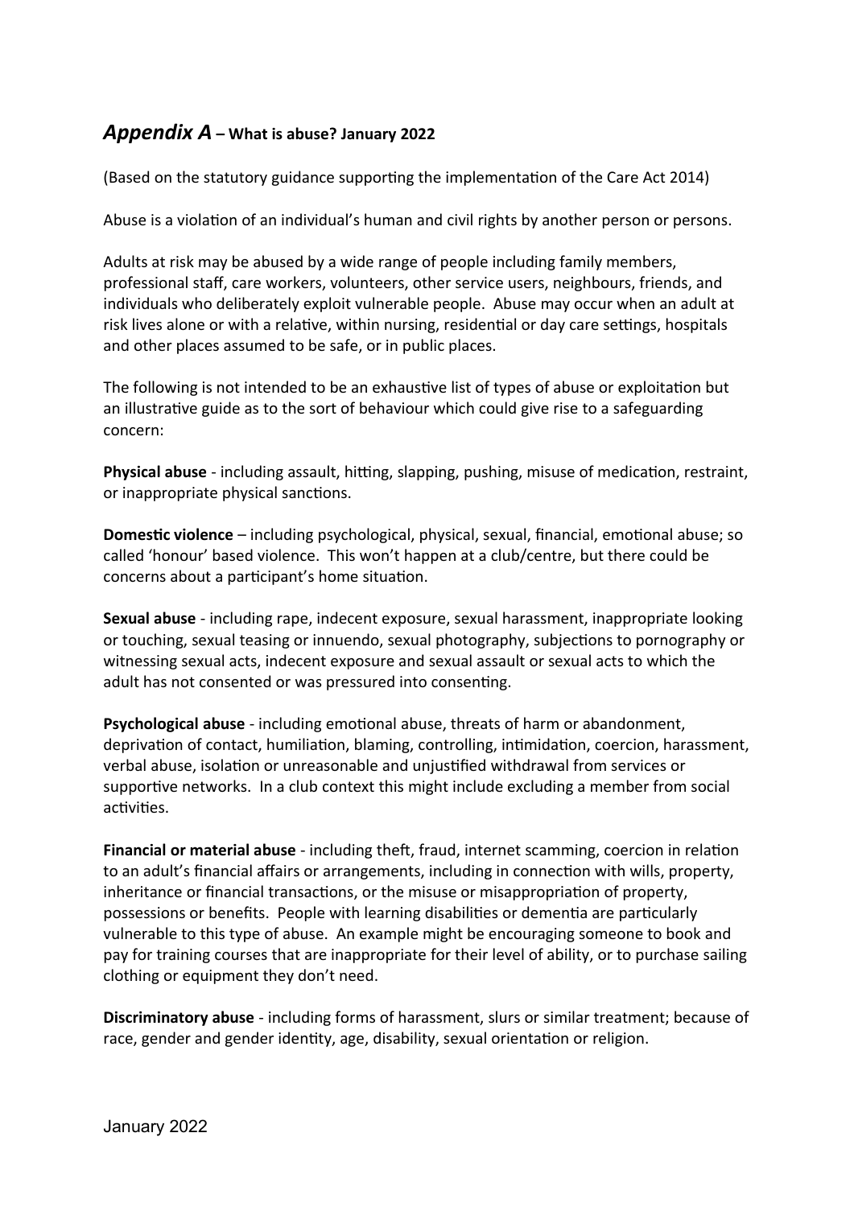## *Appendix A* – What is abuse? January 2022

(Based on the statutory guidance supporting the implementation of the Care Act 2014)

Abuse is a violation of an individual's human and civil rights by another person or persons.

Adults at risk may be abused by a wide range of people including family members, professional staff, care workers, volunteers, other service users, neighbours, friends, and individuals who deliberately exploit vulnerable people. Abuse may occur when an adult at risk lives alone or with a relative, within nursing, residential or day care settings, hospitals and other places assumed to be safe, or in public places.

The following is not intended to be an exhaustive list of types of abuse or exploitation but an illustrative guide as to the sort of behaviour which could give rise to a safeguarding concern:

**Physical abuse** - including assault, hitting, slapping, pushing, misuse of medication, restraint, or inappropriate physical sanctions.

**Domestic violence** – including psychological, physical, sexual, financial, emotional abuse; so called 'honour' based violence. This won't happen at a club/centre, but there could be concerns about a participant's home situation.

**Sexual abuse** - including rape, indecent exposure, sexual harassment, inappropriate looking or touching, sexual teasing or innuendo, sexual photography, subjections to pornography or witnessing sexual acts, indecent exposure and sexual assault or sexual acts to which the adult has not consented or was pressured into consenting.

**Psychological abuse** - including emotional abuse, threats of harm or abandonment, deprivation of contact, humiliation, blaming, controlling, intimidation, coercion, harassment, verbal abuse, isolation or unreasonable and unjustified withdrawal from services or supportive networks. In a club context this might include excluding a member from social activities.

**Financial or material abuse** - including theft, fraud, internet scamming, coercion in relation to an adult's financial affairs or arrangements, including in connection with wills, property, inheritance or financial transactions, or the misuse or misappropriation of property, possessions or benefits. People with learning disabilities or dementia are particularly vulnerable to this type of abuse. An example might be encouraging someone to book and pay for training courses that are inappropriate for their level of ability, or to purchase sailing clothing or equipment they don't need.

**Discriminatory abuse** - including forms of harassment, slurs or similar treatment; because of race, gender and gender identity, age, disability, sexual orientation or religion.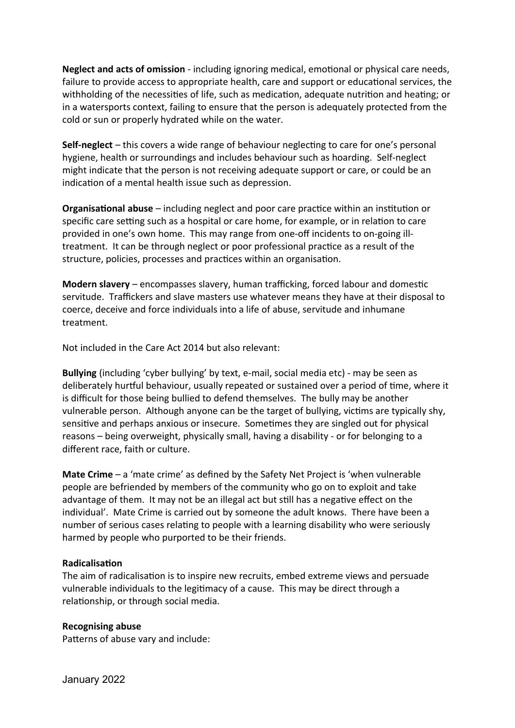**Neglect and acts of omission** - including ignoring medical, emotional or physical care needs, failure to provide access to appropriate health, care and support or educational services, the withholding of the necessities of life, such as medication, adequate nutrition and heating; or in a watersports context, failing to ensure that the person is adequately protected from the cold or sun or properly hydrated while on the water.

**Self-neglect** – this covers a wide range of behaviour neglecting to care for one's personal hygiene, health or surroundings and includes behaviour such as hoarding. Self-neglect might indicate that the person is not receiving adequate support or care, or could be an indication of a mental health issue such as depression.

**Organisational abuse** – including neglect and poor care practice within an institution or specific care setting such as a hospital or care home, for example, or in relation to care provided in one's own home. This may range from one-off incidents to on-going ill-treatment. It can be through neglect or poor professional practice as a result of the structure, policies, processes and practices within an organisation.

**Modern slavery** – encompasses slavery, human trafficking, forced labour and domestic servitude. Traffickers and slave masters use whatever means they have at their disposal to coerce, deceive and force individuals into a life of abuse, servitude and inhumane treatment.

Not included in the Care Act 2014 but also relevant:

**Bullying** (including 'cyber bullying' by text, e-mail, social media etc) - may be seen as deliberately hurtful behaviour, usually repeated or sustained over a period of time, where it is difficult for those being bullied to defend themselves. The bully may be another vulnerable person. Although anyone can be the target of bullying, victims are typically shy, sensitive and perhaps anxious or insecure. Sometimes they are singled out for physical reasons – being overweight, physically small, having a disability - or for belonging to a different race, faith or culture.

**Mate Crime** – a 'mate crime' as defined by the Safety Net Project is 'when vulnerable people are befriended by members of the community who go on to exploit and take advantage of them. It may not be an illegal act but still has a negative effect on the individual'. Mate Crime is carried out by someone the adult knows. There have been a number of serious cases relating to people with a learning disability who were seriously harmed by people who purported to be their friends.

**Radicalisation**

The aim of radicalisation is to inspire new recruits, embed extreme views and persuade vulnerable individuals to the legitimacy of a cause. This may be direct through a relationship, or through social media.

**Recognising abuse**

Patterns of abuse vary and include: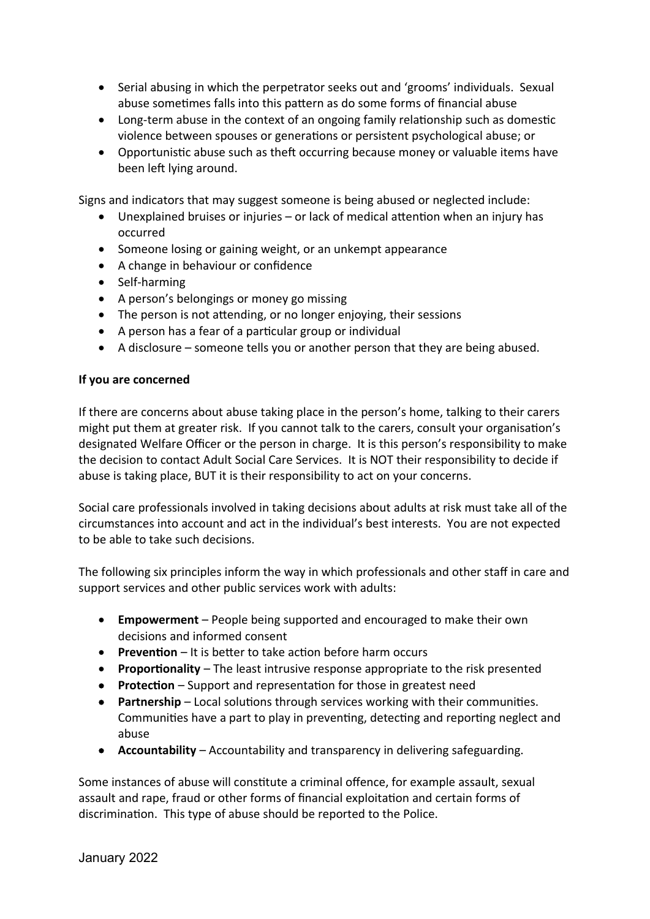- Serial abusing in which the perpetrator seeks out and 'grooms' individuals. Sexual abuse sometimes falls into this pattern as do some forms of financial abuse
- Long-term abuse in the context of an ongoing family relationship such as domestic violence between spouses or generations or persistent psychological abuse; or
- Opportunistic abuse such as theft occurring because money or valuable items have been left lying around.

Signs and indicators that may suggest someone is being abused or neglected include:

- Unexplained bruises or injuries – or lack of medical attention when an injury has occurred
- Someone losing or gaining weight, or an unkempt appearance
- A change in behaviour or confidence
- Self-harming
- A person's belongings or money go missing
- The person is not attending, or no longer enjoying, their sessions
- A person has a fear of a particular group or individual
- A disclosure – someone tells you or another person that they are being abused.

**If you are concerned**

If there are concerns about abuse taking place in the person's home, talking to their carers might put them at greater risk. If you cannot talk to the carers, consult your organisation's designated Welfare Officer or the person in charge. It is this person's responsibility to make the decision to contact Adult Social Care Services. It is NOT their responsibility to decide if abuse is taking place, BUT it is their responsibility to act on your concerns.

Social care professionals involved in taking decisions about adults at risk must take all of the circumstances into account and act in the individual's best interests. You are not expected to be able to take such decisions.

The following six principles inform the way in which professionals and other staff in care and support services and other public services work with adults:

- **Empowerment** – People being supported and encouraged to make their own decisions and informed consent
- **Prevention** – It is better to take action before harm occurs
- **Proportionality** – The least intrusive response appropriate to the risk presented
- **Protection** – Support and representation for those in greatest need
- **Partnership** – Local solutions through services working with their communities. Communities have a part to play in preventing, detecting and reporting neglect and abuse
- **Accountability** – Accountability and transparency in delivering safeguarding.

Some instances of abuse will constitute a criminal offence, for example assault, sexual assault and rape, fraud or other forms of financial exploitation and certain forms of discrimination. This type of abuse should be reported to the Police.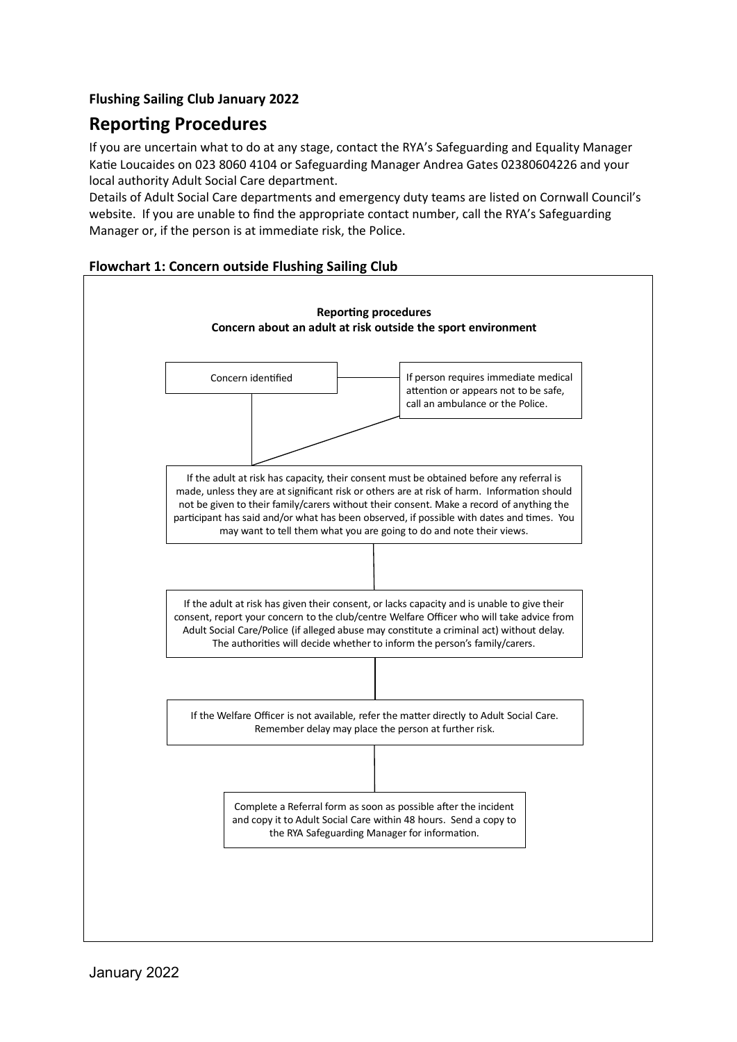**Flushing Sailing Club January 2022**

## Reporting Procedures

If you are uncertain what to do at any stage, contact the RYA's Safeguarding and Equality Manager Katie Loucaides on 023 8060 4104 or Safeguarding Manager Andrea Gates 02380604226 and your local authority Adult Social Care department.

Details of Adult Social Care departments and emergency duty teams are listed on Cornwall Council's website. If you are unable to find the appropriate contact number, call the RYA's Safeguarding Manager or, if the person is at immediate risk, the Police.

### Flowchart 1: Concern outside Flushing Sailing Club

**Reporting procedures**
**Concern about an adult at risk outside the sport environment**

Concern identified

If person requires immediate medical attention or appears not to be safe, call an ambulance or the Police.

If the adult at risk has capacity, their consent must be obtained before any referral is made, unless they are at significant risk or others are at risk of harm. Information should not be given to their family/carers without their consent. Make a record of anything the participant has said and/or what has been observed, if possible with dates and times. You may want to tell them what you are going to do and note their views.

If the adult at risk has given their consent, or lacks capacity and is unable to give their consent, report your concern to the club/centre Welfare Officer who will take advice from Adult Social Care/Police (if alleged abuse may constitute a criminal act) without delay. The authorities will decide whether to inform the person's family/carers.

If the Welfare Officer is not available, refer the matter directly to Adult Social Care. Remember delay may place the person at further risk.

Complete a Referral form as soon as possible after the incident and copy it to Adult Social Care within 48 hours. Send a copy to the RYA Safeguarding Manager for information.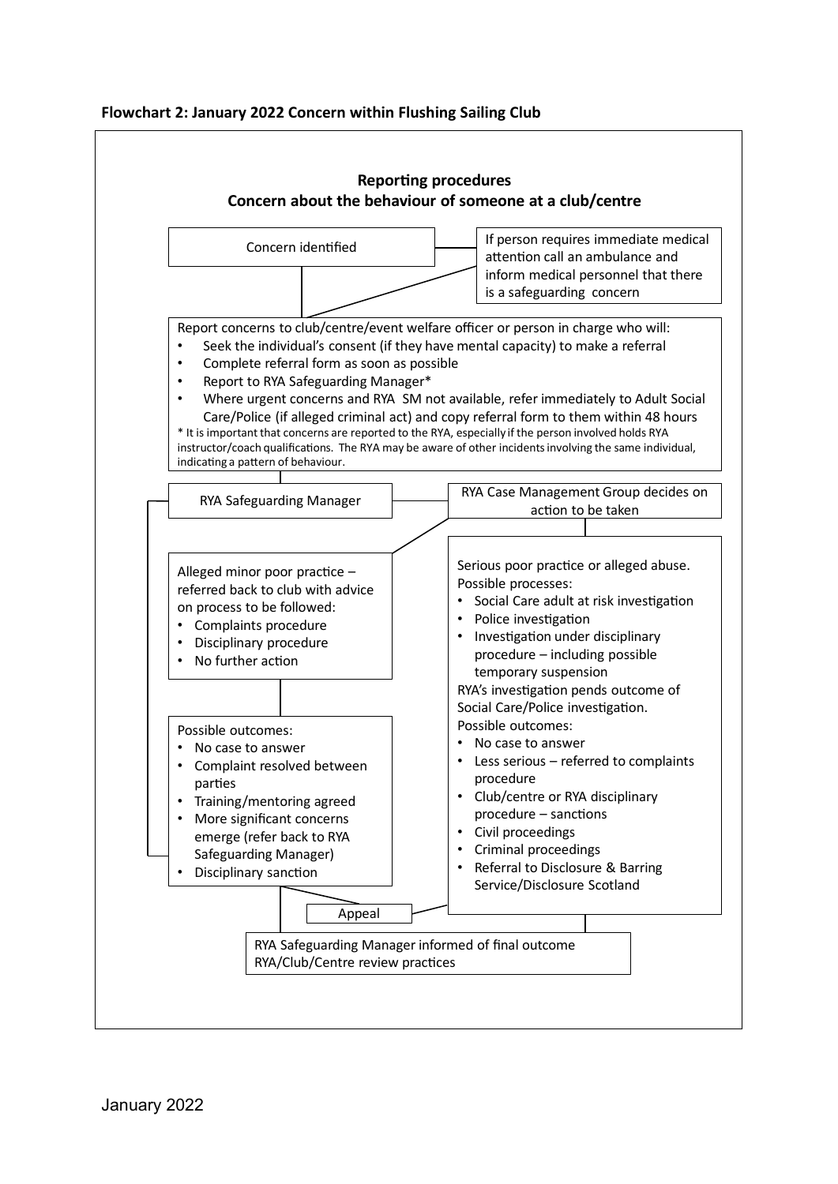**Flowchart 2: January 2022 Concern within Flushing Sailing Club**

## Reporting procedures
## Concern about the behaviour of someone at a club/centre

Concern identified

If person requires immediate medical attention call an ambulance and inform medical personnel that there is a safeguarding concern

Report concerns to club/centre/event welfare officer or person in charge who will:

- Seek the individual's consent (if they have mental capacity) to make a referral
- Complete referral form as soon as possible
- Report to RYA Safeguarding Manager*
- Where urgent concerns and RYA SM not available, refer immediately to Adult Social Care/Police (if alleged criminal act) and copy referral form to them within 48 hours

* It is important that concerns are reported to the RYA, especially if the person involved holds RYA instructor/coach qualifications. The RYA may be aware of other incidents involving the same individual, indicating a pattern of behaviour.

RYA Safeguarding Manager

RYA Case Management Group decides on action to be taken

Alleged minor poor practice – referred back to club with advice on process to be followed:

- Complaints procedure
- Disciplinary procedure
- No further action

Possible outcomes:

- No case to answer
- Complaint resolved between parties
- Training/mentoring agreed
- More significant concerns emerge (refer back to RYA Safeguarding Manager)
- Disciplinary sanction

Serious poor practice or alleged abuse. Possible processes:

- Social Care adult at risk investigation
- Police investigation
- Investigation under disciplinary procedure – including possible temporary suspension

RYA's investigation pends outcome of Social Care/Police investigation.

Possible outcomes:

- No case to answer
- Less serious – referred to complaints procedure
- Club/centre or RYA disciplinary procedure – sanctions
- Civil proceedings
- Criminal proceedings
- Referral to Disclosure & Barring Service/Disclosure Scotland

Appeal

RYA Safeguarding Manager informed of final outcome
RYA/Club/Centre review practices

January 2022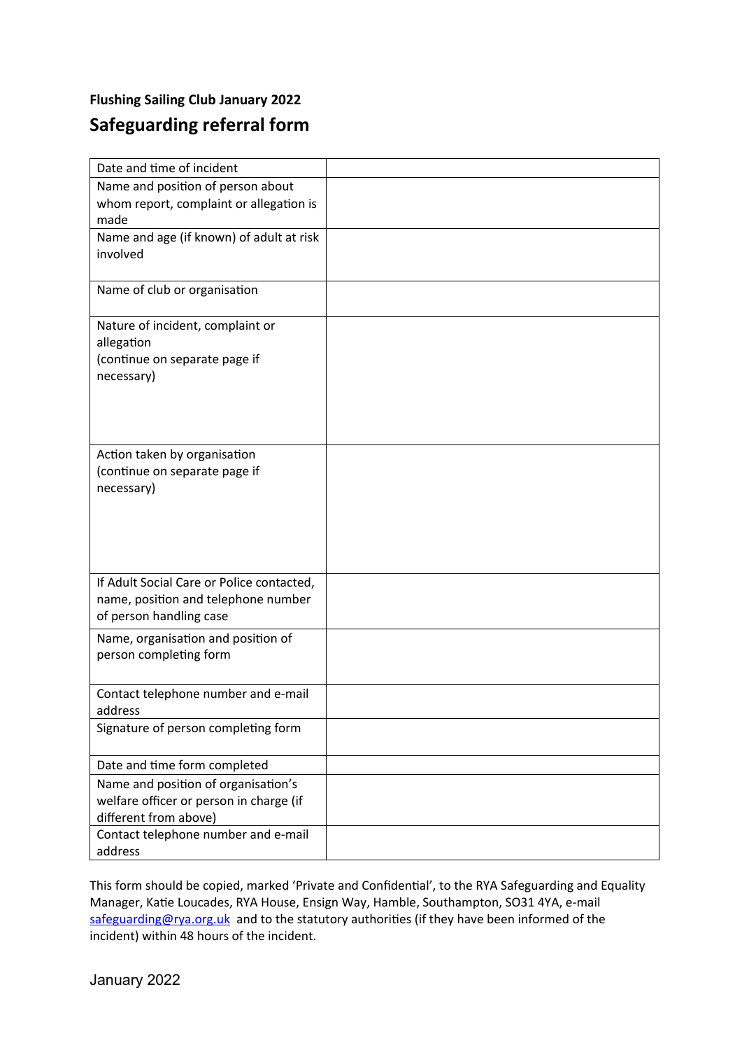**Flushing Sailing Club January 2022**

## Safeguarding referral form

| | |
|---|---|
| Date and time of incident | |
| Name and position of person about whom report, complaint or allegation is made | |
| Name and age (if known) of adult at risk involved | |
| Name of club or organisation | |
| Nature of incident, complaint or allegation (continue on separate page if necessary) | |
| Action taken by organisation (continue on separate page if necessary) | |
| If Adult Social Care or Police contacted, name, position and telephone number of person handling case | |
| Name, organisation and position of person completing form | |
| Contact telephone number and e-mail address | |
| Signature of person completing form | |
| Date and time form completed | |
| Name and position of organisation's welfare officer or person in charge (if different from above) | |
| Contact telephone number and e-mail address | |

This form should be copied, marked 'Private and Confidential', to the RYA Safeguarding and Equality Manager, Katie Loucades, RYA House, Ensign Way, Hamble, Southampton, SO31 4YA, e-mail safeguarding@rya.org.uk and to the statutory authorities (if they have been informed of the incident) within 48 hours of the incident.

January 2022